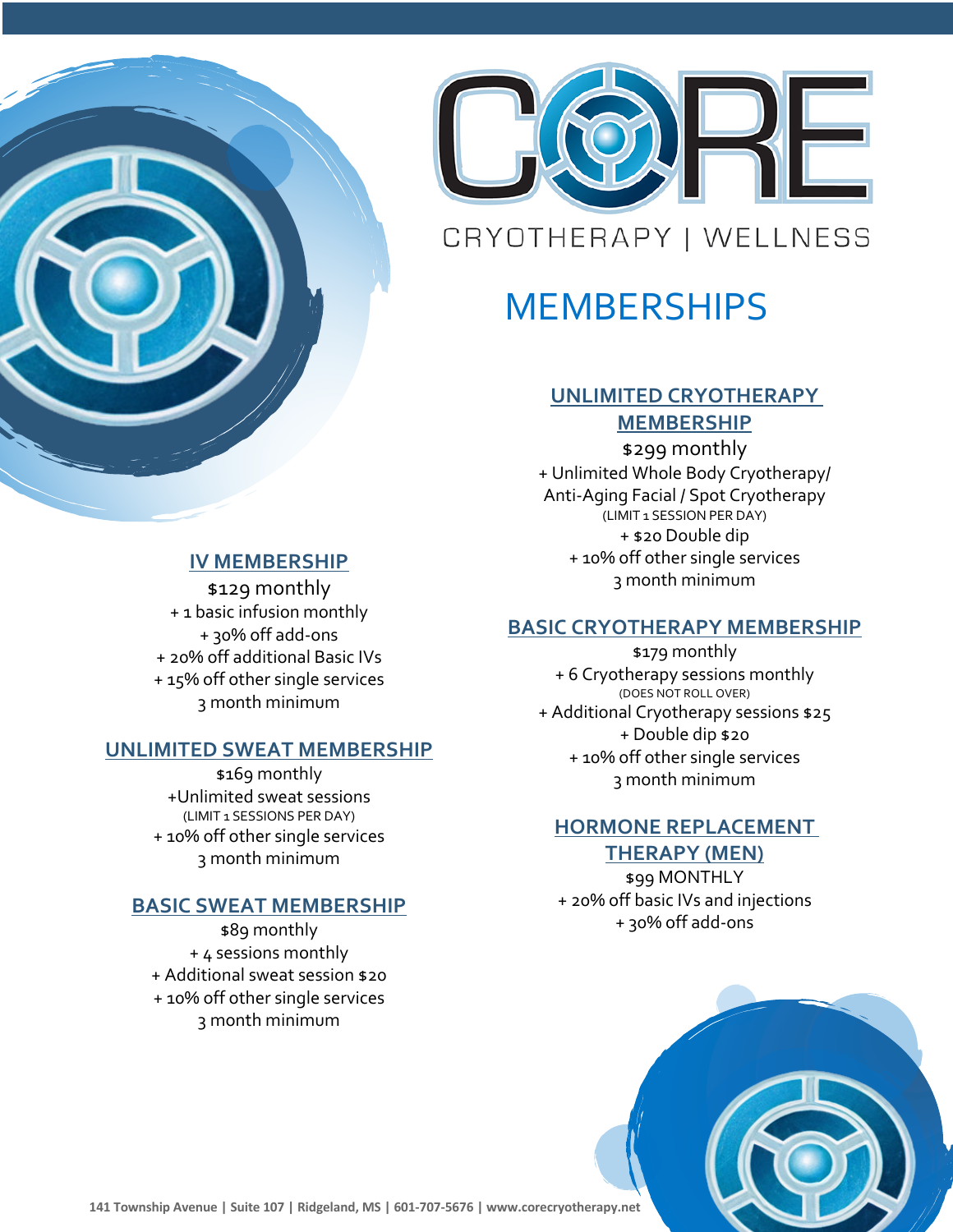# CORE

CRYOTHERAPY | WELLNESS

# MEMBERSHIPS

## UNLIMITED CRYOTHERAPY MEMBERSHIP

$299 monthly

+ Unlimited Whole Body Cryotherapy/ Anti-Aging Facial / Spot Cryotherapy
(LIMIT 1 SESSION PER DAY)
+ $20 Double dip
+ 10% off other single services
3 month minimum

## BASIC CRYOTHERAPY MEMBERSHIP

$179 monthly

+ 6 Cryotherapy sessions monthly
(DOES NOT ROLL OVER)
+ Additional Cryotherapy sessions $25
+ Double dip $20
+ 10% off other single services
3 month minimum

## HORMONE REPLACEMENT THERAPY (MEN)

$99 MONTHLY

+ 20% off basic IVs and injections
+ 30% off add-ons

## IV MEMBERSHIP

$129 monthly

+ 1 basic infusion monthly
+ 30% off add-ons
+ 20% off additional Basic IVs
+ 15% off other single services
3 month minimum

## UNLIMITED SWEAT MEMBERSHIP

$169 monthly

+Unlimited sweat sessions
(LIMIT 1 SESSIONS PER DAY)
+ 10% off other single services
3 month minimum

## BASIC SWEAT MEMBERSHIP

$89 monthly

+ 4 sessions monthly
+ Additional sweat session $20
+ 10% off other single services
3 month minimum

141 Township Avenue | Suite 107 | Ridgeland, MS | 601-707-5676 | www.corecryotherapy.net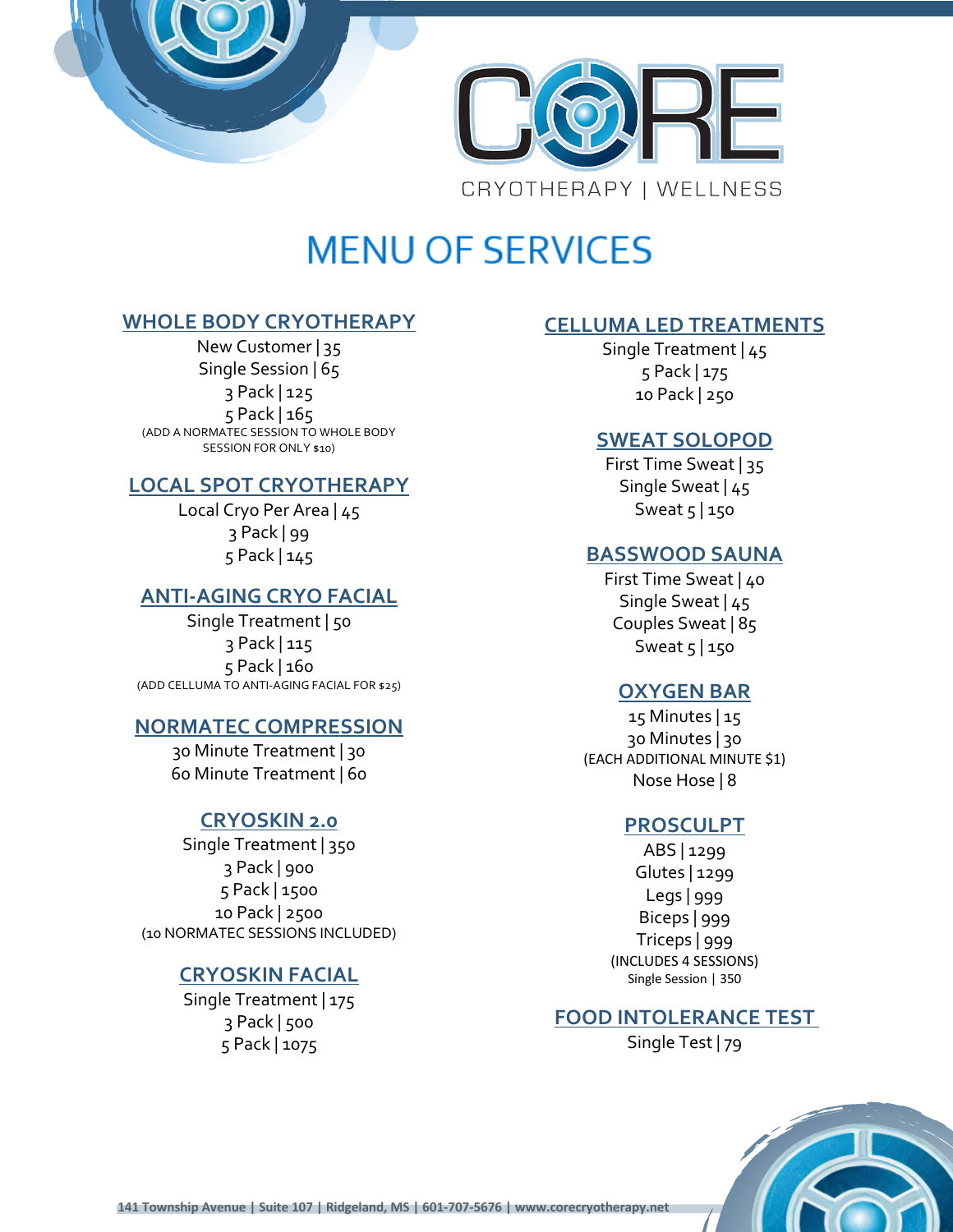# CORE

CRYOTHERAPY | WELLNESS

## MENU OF SERVICES

### WHOLE BODY CRYOTHERAPY

New Customer | 35
Single Session | 65
3 Pack | 125
5 Pack | 165
(ADD A NORMATEC SESSION TO WHOLE BODY SESSION FOR ONLY $10)

### LOCAL SPOT CRYOTHERAPY

Local Cryo Per Area | 45
3 Pack | 99
5 Pack | 145

### ANTI-AGING CRYO FACIAL

Single Treatment | 50
3 Pack | 115
5 Pack | 160
(ADD CELLUMA TO ANTI-AGING FACIAL FOR $25)

### NORMATEC COMPRESSION

30 Minute Treatment | 30
60 Minute Treatment | 60

### CRYOSKIN 2.0

Single Treatment | 350
3 Pack | 900
5 Pack | 1500
10 Pack | 2500
(10 NORMATEC SESSIONS INCLUDED)

### CRYOSKIN FACIAL

Single Treatment | 175
3 Pack | 500
5 Pack | 1075

### CELLUMA LED TREATMENTS

Single Treatment | 45
5 Pack | 175
10 Pack | 250

### SWEAT SOLOPOD

First Time Sweat | 35
Single Sweat | 45
Sweat 5 | 150

### BASSWOOD SAUNA

First Time Sweat | 40
Single Sweat | 45
Couples Sweat | 85
Sweat 5 | 150

### OXYGEN BAR

15 Minutes | 15
30 Minutes | 30
(EACH ADDITIONAL MINUTE $1)
Nose Hose | 8

### PROSCULPT

ABS | 1299
Glutes | 1299
Legs | 999
Biceps | 999
Triceps | 999
(INCLUDES 4 SESSIONS)
Single Session | 350

### FOOD INTOLERANCE TEST

Single Test | 79

**141 Township Avenue | Suite 107 | Ridgeland, MS | 601-707-5676 | www.corecryotherapy.net**